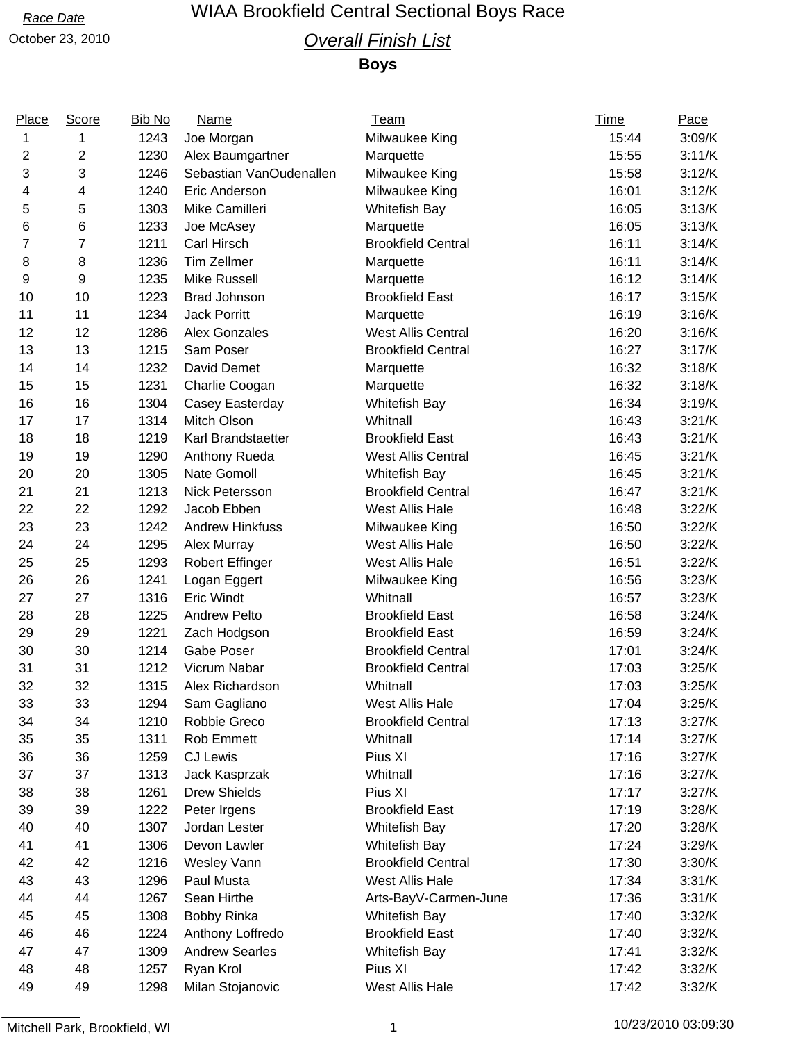Race Date

October 23, 2010

# WIAA Brookfield Central Sectional Boys Race

## *Overall Finish List*

### Boys

| Place | Score | Bib No | Name | Team | Time | Pace |
|---|---|---|---|---|---|---|
| 1 | 1 | 1243 | Joe Morgan | Milwaukee King | 15:44 | 3:09/K |
| 2 | 2 | 1230 | Alex Baumgartner | Marquette | 15:55 | 3:11/K |
| 3 | 3 | 1246 | Sebastian VanOudenallen | Milwaukee King | 15:58 | 3:12/K |
| 4 | 4 | 1240 | Eric Anderson | Milwaukee King | 16:01 | 3:12/K |
| 5 | 5 | 1303 | Mike Camilleri | Whitefish Bay | 16:05 | 3:13/K |
| 6 | 6 | 1233 | Joe McAsey | Marquette | 16:05 | 3:13/K |
| 7 | 7 | 1211 | Carl Hirsch | Brookfield Central | 16:11 | 3:14/K |
| 8 | 8 | 1236 | Tim Zellmer | Marquette | 16:11 | 3:14/K |
| 9 | 9 | 1235 | Mike Russell | Marquette | 16:12 | 3:14/K |
| 10 | 10 | 1223 | Brad Johnson | Brookfield East | 16:17 | 3:15/K |
| 11 | 11 | 1234 | Jack Porritt | Marquette | 16:19 | 3:16/K |
| 12 | 12 | 1286 | Alex Gonzales | West Allis Central | 16:20 | 3:16/K |
| 13 | 13 | 1215 | Sam Poser | Brookfield Central | 16:27 | 3:17/K |
| 14 | 14 | 1232 | David Demet | Marquette | 16:32 | 3:18/K |
| 15 | 15 | 1231 | Charlie Coogan | Marquette | 16:32 | 3:18/K |
| 16 | 16 | 1304 | Casey Easterday | Whitefish Bay | 16:34 | 3:19/K |
| 17 | 17 | 1314 | Mitch Olson | Whitnall | 16:43 | 3:21/K |
| 18 | 18 | 1219 | Karl Brandstaetter | Brookfield East | 16:43 | 3:21/K |
| 19 | 19 | 1290 | Anthony Rueda | West Allis Central | 16:45 | 3:21/K |
| 20 | 20 | 1305 | Nate Gomoll | Whitefish Bay | 16:45 | 3:21/K |
| 21 | 21 | 1213 | Nick Petersson | Brookfield Central | 16:47 | 3:21/K |
| 22 | 22 | 1292 | Jacob Ebben | West Allis Hale | 16:48 | 3:22/K |
| 23 | 23 | 1242 | Andrew Hinkfuss | Milwaukee King | 16:50 | 3:22/K |
| 24 | 24 | 1295 | Alex Murray | West Allis Hale | 16:50 | 3:22/K |
| 25 | 25 | 1293 | Robert Effinger | West Allis Hale | 16:51 | 3:22/K |
| 26 | 26 | 1241 | Logan Eggert | Milwaukee King | 16:56 | 3:23/K |
| 27 | 27 | 1316 | Eric Windt | Whitnall | 16:57 | 3:23/K |
| 28 | 28 | 1225 | Andrew Pelto | Brookfield East | 16:58 | 3:24/K |
| 29 | 29 | 1221 | Zach Hodgson | Brookfield East | 16:59 | 3:24/K |
| 30 | 30 | 1214 | Gabe Poser | Brookfield Central | 17:01 | 3:24/K |
| 31 | 31 | 1212 | Vicrum Nabar | Brookfield Central | 17:03 | 3:25/K |
| 32 | 32 | 1315 | Alex Richardson | Whitnall | 17:03 | 3:25/K |
| 33 | 33 | 1294 | Sam Gagliano | West Allis Hale | 17:04 | 3:25/K |
| 34 | 34 | 1210 | Robbie Greco | Brookfield Central | 17:13 | 3:27/K |
| 35 | 35 | 1311 | Rob Emmett | Whitnall | 17:14 | 3:27/K |
| 36 | 36 | 1259 | CJ Lewis | Pius XI | 17:16 | 3:27/K |
| 37 | 37 | 1313 | Jack Kasprzak | Whitnall | 17:16 | 3:27/K |
| 38 | 38 | 1261 | Drew Shields | Pius XI | 17:17 | 3:27/K |
| 39 | 39 | 1222 | Peter Irgens | Brookfield East | 17:19 | 3:28/K |
| 40 | 40 | 1307 | Jordan Lester | Whitefish Bay | 17:20 | 3:28/K |
| 41 | 41 | 1306 | Devon Lawler | Whitefish Bay | 17:24 | 3:29/K |
| 42 | 42 | 1216 | Wesley Vann | Brookfield Central | 17:30 | 3:30/K |
| 43 | 43 | 1296 | Paul Musta | West Allis Hale | 17:34 | 3:31/K |
| 44 | 44 | 1267 | Sean Hirthe | Arts-BayV-Carmen-June | 17:36 | 3:31/K |
| 45 | 45 | 1308 | Bobby Rinka | Whitefish Bay | 17:40 | 3:32/K |
| 46 | 46 | 1224 | Anthony Loffredo | Brookfield East | 17:40 | 3:32/K |
| 47 | 47 | 1309 | Andrew Searles | Whitefish Bay | 17:41 | 3:32/K |
| 48 | 48 | 1257 | Ryan Krol | Pius XI | 17:42 | 3:32/K |
| 49 | 49 | 1298 | Milan Stojanovic | West Allis Hale | 17:42 | 3:32/K |

Mitchell Park, Brookfield, WI

10/23/2010 03:09:30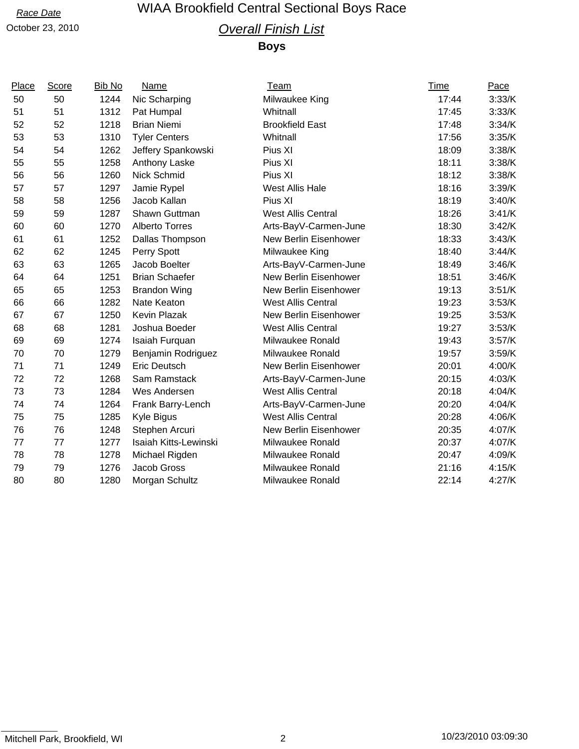Race Date

October 23, 2010

# WIAA Brookfield Central Sectional Boys Race

## *Overall Finish List*

**Boys**

| Place | Score | Bib No | Name | Team | Time | Pace |
|---|---|---|---|---|---|---|
| 50 | 50 | 1244 | Nic Scharping | Milwaukee King | 17:44 | 3:33/K |
| 51 | 51 | 1312 | Pat Humpal | Whitnall | 17:45 | 3:33/K |
| 52 | 52 | 1218 | Brian Niemi | Brookfield East | 17:48 | 3:34/K |
| 53 | 53 | 1310 | Tyler Centers | Whitnall | 17:56 | 3:35/K |
| 54 | 54 | 1262 | Jeffery Spankowski | Pius XI | 18:09 | 3:38/K |
| 55 | 55 | 1258 | Anthony Laske | Pius XI | 18:11 | 3:38/K |
| 56 | 56 | 1260 | Nick Schmid | Pius XI | 18:12 | 3:38/K |
| 57 | 57 | 1297 | Jamie Rypel | West Allis Hale | 18:16 | 3:39/K |
| 58 | 58 | 1256 | Jacob Kallan | Pius XI | 18:19 | 3:40/K |
| 59 | 59 | 1287 | Shawn Guttman | West Allis Central | 18:26 | 3:41/K |
| 60 | 60 | 1270 | Alberto Torres | Arts-BayV-Carmen-June | 18:30 | 3:42/K |
| 61 | 61 | 1252 | Dallas Thompson | New Berlin Eisenhower | 18:33 | 3:43/K |
| 62 | 62 | 1245 | Perry Spott | Milwaukee King | 18:40 | 3:44/K |
| 63 | 63 | 1265 | Jacob Boelter | Arts-BayV-Carmen-June | 18:49 | 3:46/K |
| 64 | 64 | 1251 | Brian Schaefer | New Berlin Eisenhower | 18:51 | 3:46/K |
| 65 | 65 | 1253 | Brandon Wing | New Berlin Eisenhower | 19:13 | 3:51/K |
| 66 | 66 | 1282 | Nate Keaton | West Allis Central | 19:23 | 3:53/K |
| 67 | 67 | 1250 | Kevin Plazak | New Berlin Eisenhower | 19:25 | 3:53/K |
| 68 | 68 | 1281 | Joshua Boeder | West Allis Central | 19:27 | 3:53/K |
| 69 | 69 | 1274 | Isaiah Furquan | Milwaukee Ronald | 19:43 | 3:57/K |
| 70 | 70 | 1279 | Benjamin Rodriguez | Milwaukee Ronald | 19:57 | 3:59/K |
| 71 | 71 | 1249 | Eric Deutsch | New Berlin Eisenhower | 20:01 | 4:00/K |
| 72 | 72 | 1268 | Sam Ramstack | Arts-BayV-Carmen-June | 20:15 | 4:03/K |
| 73 | 73 | 1284 | Wes Andersen | West Allis Central | 20:18 | 4:04/K |
| 74 | 74 | 1264 | Frank Barry-Lench | Arts-BayV-Carmen-June | 20:20 | 4:04/K |
| 75 | 75 | 1285 | Kyle Bigus | West Allis Central | 20:28 | 4:06/K |
| 76 | 76 | 1248 | Stephen Arcuri | New Berlin Eisenhower | 20:35 | 4:07/K |
| 77 | 77 | 1277 | Isaiah Kitts-Lewinski | Milwaukee Ronald | 20:37 | 4:07/K |
| 78 | 78 | 1278 | Michael Rigden | Milwaukee Ronald | 20:47 | 4:09/K |
| 79 | 79 | 1276 | Jacob Gross | Milwaukee Ronald | 21:16 | 4:15/K |
| 80 | 80 | 1280 | Morgan Schultz | Milwaukee Ronald | 22:14 | 4:27/K |

Mitchell Park, Brookfield, WI

10/23/2010 03:09:30